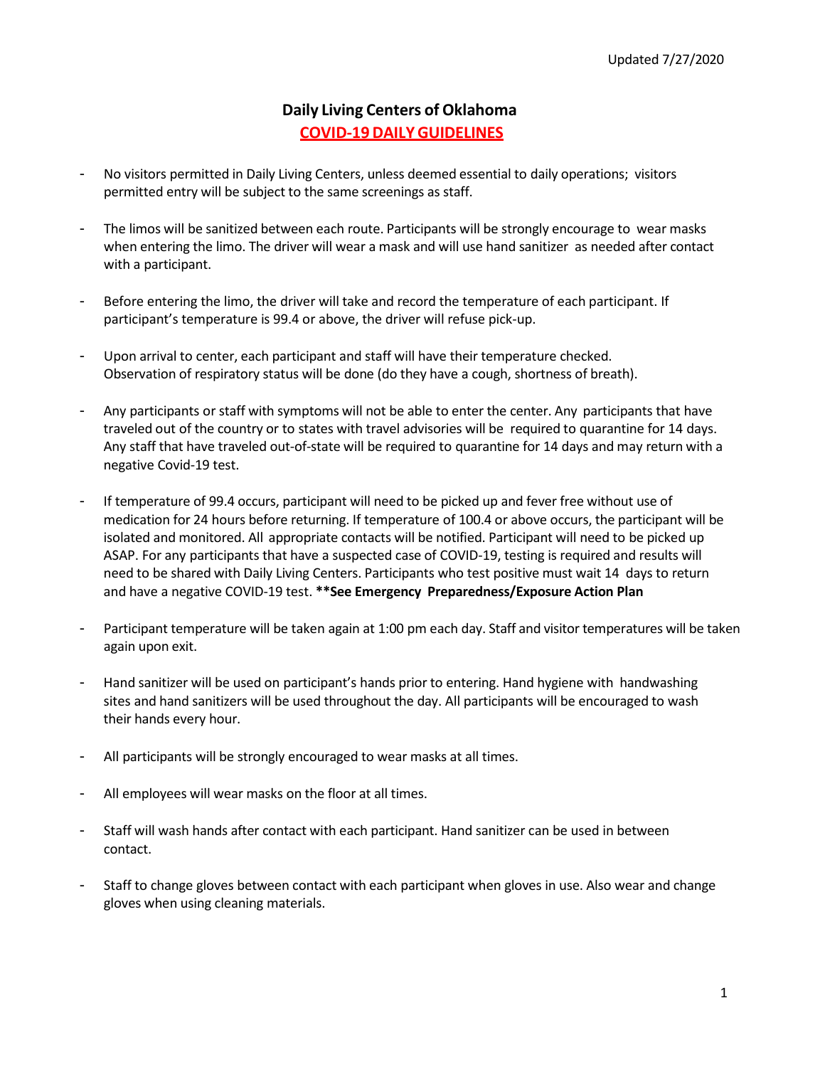Updated 7/27/2020

# Daily Living Centers of Oklahoma

## COVID-19 DAILY GUIDELINES

- No visitors permitted in Daily Living Centers, unless deemed essential to daily operations; visitors permitted entry will be subject to the same screenings as staff.
- The limos will be sanitized between each route. Participants will be strongly encourage to wear masks when entering the limo. The driver will wear a mask and will use hand sanitizer as needed after contact with a participant.
- Before entering the limo, the driver will take and record the temperature of each participant. If participant's temperature is 99.4 or above, the driver will refuse pick-up.
- Upon arrival to center, each participant and staff will have their temperature checked. Observation of respiratory status will be done (do they have a cough, shortness of breath).
- Any participants or staff with symptoms will not be able to enter the center. Any participants that have traveled out of the country or to states with travel advisories will be required to quarantine for 14 days. Any staff that have traveled out-of-state will be required to quarantine for 14 days and may return with a negative Covid-19 test.
- If temperature of 99.4 occurs, participant will need to be picked up and fever free without use of medication for 24 hours before returning. If temperature of 100.4 or above occurs, the participant will be isolated and monitored. All appropriate contacts will be notified. Participant will need to be picked up ASAP. For any participants that have a suspected case of COVID-19, testing is required and results will need to be shared with Daily Living Centers. Participants who test positive must wait 14 days to return and have a negative COVID-19 test. **\*\*See Emergency Preparedness/Exposure Action Plan**
- Participant temperature will be taken again at 1:00 pm each day. Staff and visitor temperatures will be taken again upon exit.
- Hand sanitizer will be used on participant's hands prior to entering. Hand hygiene with handwashing sites and hand sanitizers will be used throughout the day. All participants will be encouraged to wash their hands every hour.
- All participants will be strongly encouraged to wear masks at all times.
- All employees will wear masks on the floor at all times.
- Staff will wash hands after contact with each participant. Hand sanitizer can be used in between contact.
- Staff to change gloves between contact with each participant when gloves in use. Also wear and change gloves when using cleaning materials.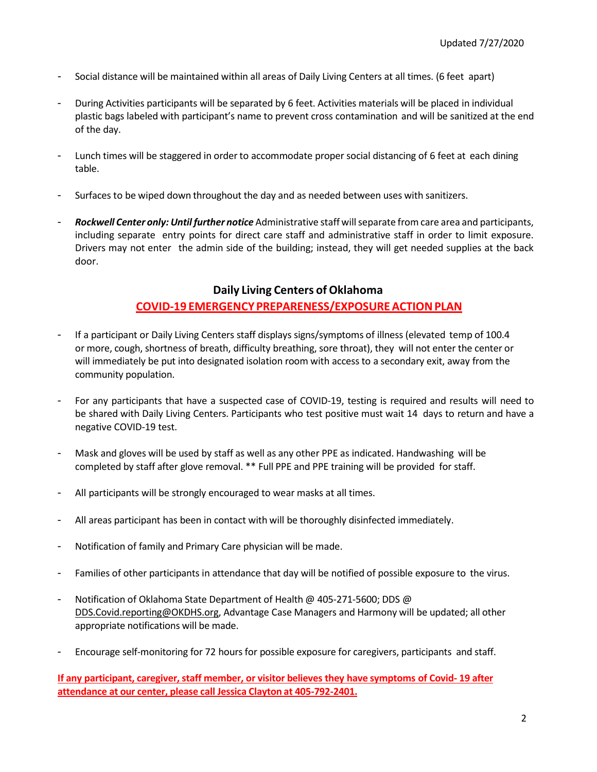Updated 7/27/2020

- Social distance will be maintained within all areas of Daily Living Centers at all times. (6 feet apart)
- During Activities participants will be separated by 6 feet. Activities materials will be placed in individual plastic bags labeled with participant's name to prevent cross contamination and will be sanitized at the end of the day.
- Lunch times will be staggered in order to accommodate proper social distancing of 6 feet at each dining table.
- Surfaces to be wiped down throughout the day and as needed between uses with sanitizers.
- ***Rockwell Center only: Until further notice*** Administrative staff will separate from care area and participants, including separate entry points for direct care staff and administrative staff in order to limit exposure. Drivers may not enter the admin side of the building; instead, they will get needed supplies at the back door.

## Daily Living Centers of Oklahoma

## COVID-19 EMERGENCY PREPARENESS/EXPOSURE ACTION PLAN

- If a participant or Daily Living Centers staff displays signs/symptoms of illness (elevated temp of 100.4 or more, cough, shortness of breath, difficulty breathing, sore throat), they will not enter the center or will immediately be put into designated isolation room with access to a secondary exit, away from the community population.
- For any participants that have a suspected case of COVID-19, testing is required and results will need to be shared with Daily Living Centers. Participants who test positive must wait 14 days to return and have a negative COVID-19 test.
- Mask and gloves will be used by staff as well as any other PPE as indicated. Handwashing will be completed by staff after glove removal. ** Full PPE and PPE training will be provided for staff.
- All participants will be strongly encouraged to wear masks at all times.
- All areas participant has been in contact with will be thoroughly disinfected immediately.
- Notification of family and Primary Care physician will be made.
- Families of other participants in attendance that day will be notified of possible exposure to the virus.
- Notification of Oklahoma State Department of Health @ 405-271-5600; DDS @ DDS.Covid.reporting@OKDHS.org, Advantage Case Managers and Harmony will be updated; all other appropriate notifications will be made.
- Encourage self-monitoring for 72 hours for possible exposure for caregivers, participants and staff.

**If any participant, caregiver, staff member, or visitor believes they have symptoms of Covid- 19 after attendance at our center, please call Jessica Clayton at 405-792-2401.**